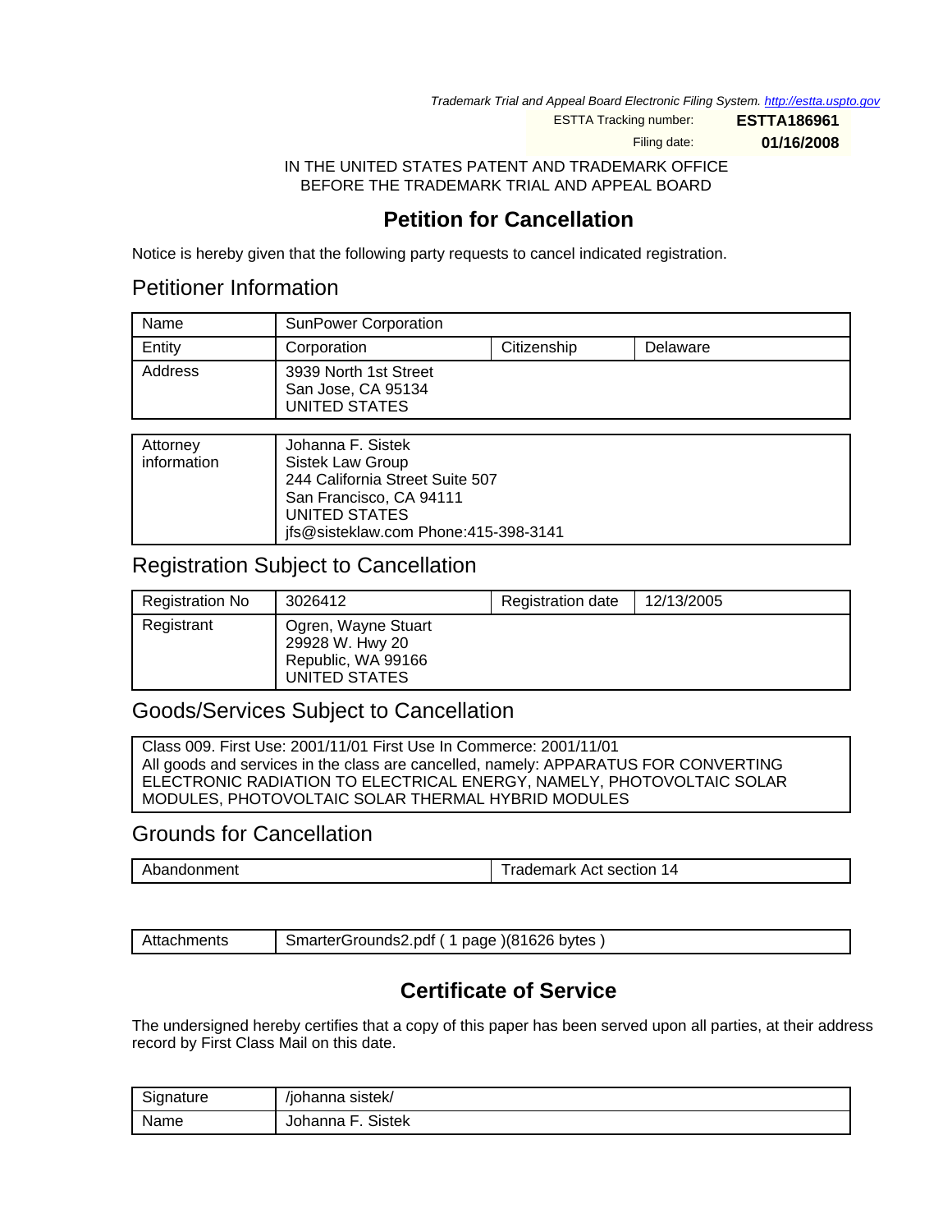*Trademark Trial and Appeal Board Electronic Filing System. http://estta.uspto.gov*

ESTTA Tracking number: **ESTTA186961**

Filing date: **01/16/2008**

IN THE UNITED STATES PATENT AND TRADEMARK OFFICE
BEFORE THE TRADEMARK TRIAL AND APPEAL BOARD

# Petition for Cancellation

Notice is hereby given that the following party requests to cancel indicated registration.

## Petitioner Information

| Name | SunPower Corporation | | |
|---|---|---|---|
| Entity | Corporation | Citizenship | Delaware |
| Address | 3939 North 1st Street<br>San Jose, CA 95134<br>UNITED STATES | | |

| Attorney information | Johanna F. Sistek<br>Sistek Law Group<br>244 California Street Suite 507<br>San Francisco, CA 94111<br>UNITED STATES<br>jfs@sisteklaw.com Phone:415-398-3141 |
|---|---|

## Registration Subject to Cancellation

| Registration No | 3026412 | Registration date | 12/13/2005 |
|---|---|---|---|
| Registrant | Ogren, Wayne Stuart<br>29928 W. Hwy 20<br>Republic, WA 99166<br>UNITED STATES | | |

## Goods/Services Subject to Cancellation

Class 009. First Use: 2001/11/01 First Use In Commerce: 2001/11/01
All goods and services in the class are cancelled, namely: APPARATUS FOR CONVERTING ELECTRONIC RADIATION TO ELECTRICAL ENERGY, NAMELY, PHOTOVOLTAIC SOLAR MODULES, PHOTOVOLTAIC SOLAR THERMAL HYBRID MODULES

## Grounds for Cancellation

| Abandonment | Trademark Act section 14 |
|---|---|

| Attachments | SmarterGrounds2.pdf ( 1 page )(81626 bytes ) |
|---|---|

# Certificate of Service

The undersigned hereby certifies that a copy of this paper has been served upon all parties, at their address record by First Class Mail on this date.

| Signature | /johanna sistek/ |
|---|---|
| Name | Johanna F. Sistek |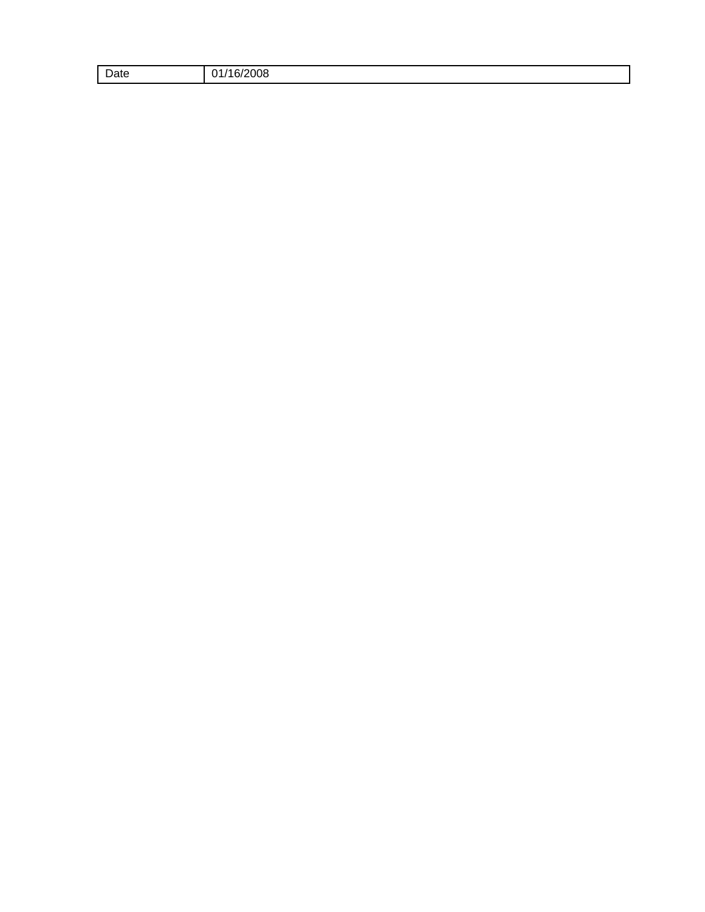| Date | 01/16/2008 |
| --- | --- |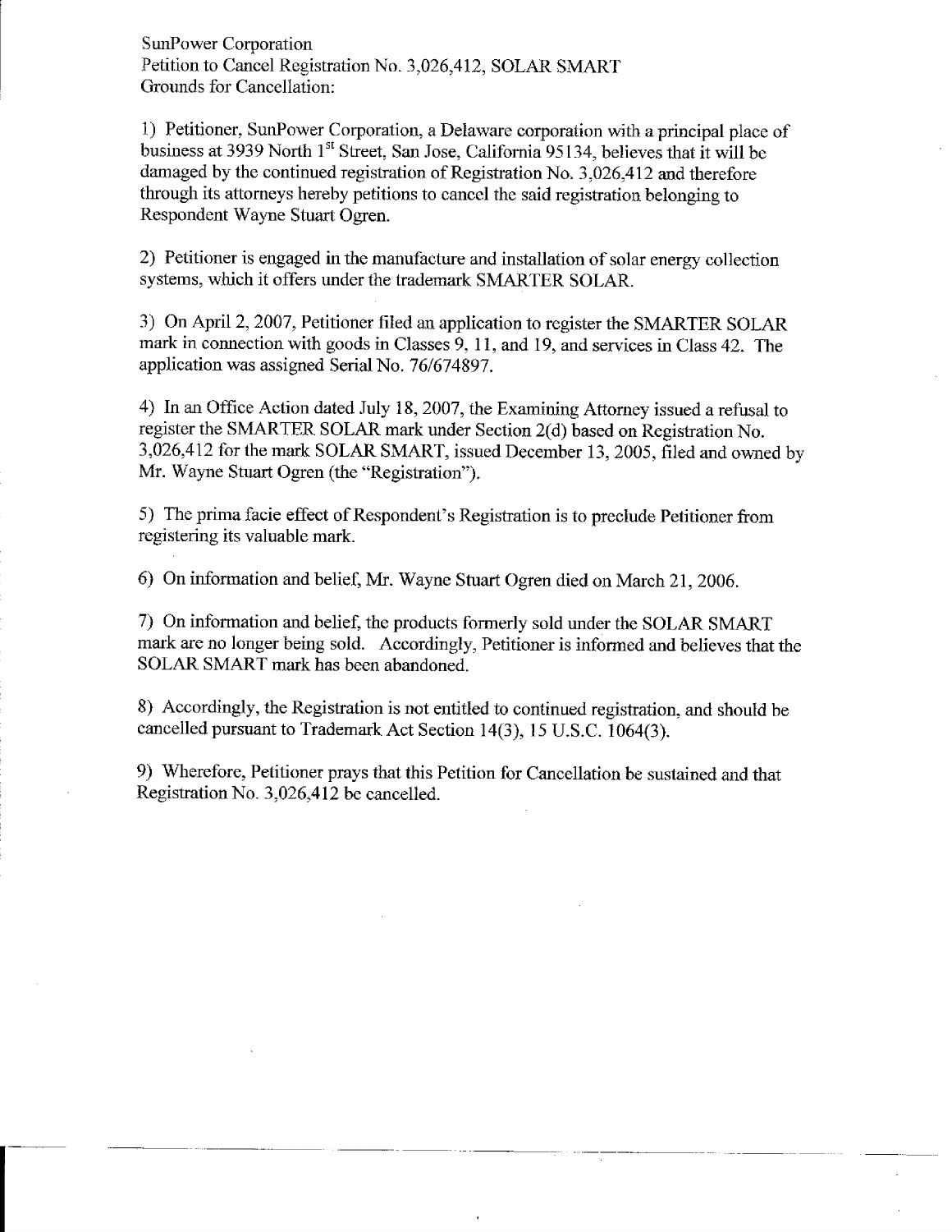SunPower Corporation
Petition to Cancel Registration No. 3,026,412, SOLAR SMART
Grounds for Cancellation:

1) Petitioner, SunPower Corporation, a Delaware corporation with a principal place of business at 3939 North 1st Street, San Jose, California 95134, believes that it will be damaged by the continued registration of Registration No. 3,026,412 and therefore through its attorneys hereby petitions to cancel the said registration belonging to Respondent Wayne Stuart Ogren.

2) Petitioner is engaged in the manufacture and installation of solar energy collection systems, which it offers under the trademark SMARTER SOLAR.

3) On April 2, 2007, Petitioner filed an application to register the SMARTER SOLAR mark in connection with goods in Classes 9, 11, and 19, and services in Class 42. The application was assigned Serial No. 76/674897.

4) In an Office Action dated July 18, 2007, the Examining Attorney issued a refusal to register the SMARTER SOLAR mark under Section 2(d) based on Registration No. 3,026,412 for the mark SOLAR SMART, issued December 13, 2005, filed and owned by Mr. Wayne Stuart Ogren (the "Registration").

5) The prima facie effect of Respondent's Registration is to preclude Petitioner from registering its valuable mark.

6) On information and belief, Mr. Wayne Stuart Ogren died on March 21, 2006.

7) On information and belief, the products formerly sold under the SOLAR SMART mark are no longer being sold. Accordingly, Petitioner is informed and believes that the SOLAR SMART mark has been abandoned.

8) Accordingly, the Registration is not entitled to continued registration, and should be cancelled pursuant to Trademark Act Section 14(3), 15 U.S.C. 1064(3).

9) Wherefore, Petitioner prays that this Petition for Cancellation be sustained and that Registration No. 3,026,412 be cancelled.